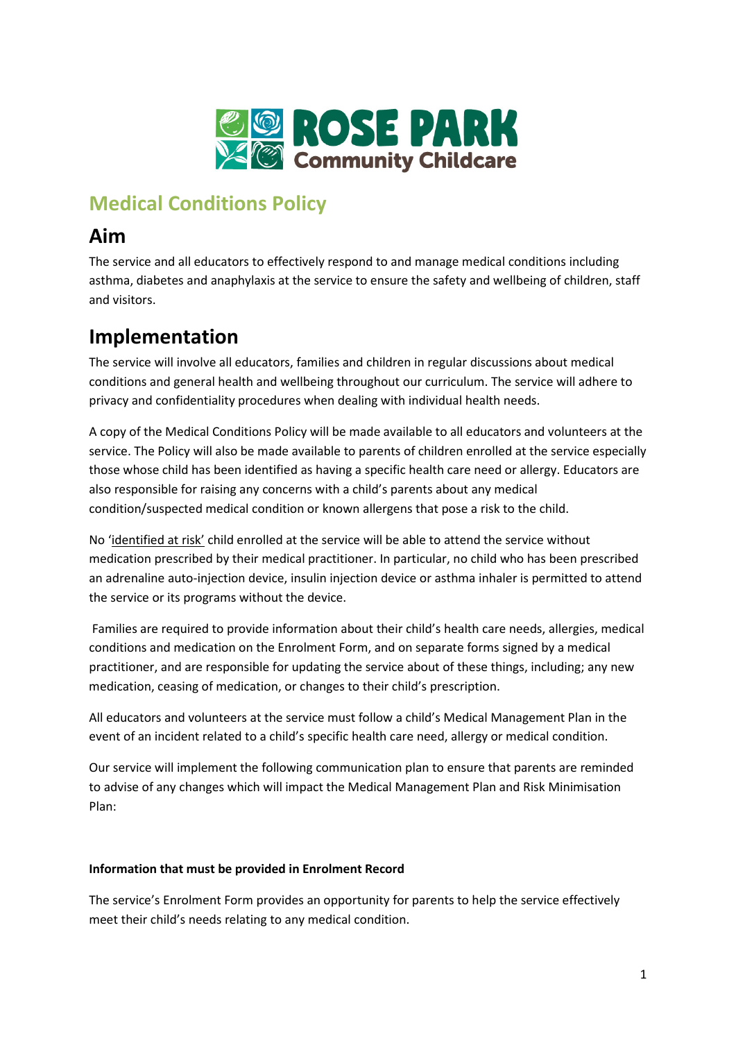ROSE PARK Community Childcare

# Medical Conditions Policy

## Aim

The service and all educators to effectively respond to and manage medical conditions including asthma, diabetes and anaphylaxis at the service to ensure the safety and wellbeing of children, staff and visitors.

## Implementation

The service will involve all educators, families and children in regular discussions about medical conditions and general health and wellbeing throughout our curriculum. The service will adhere to privacy and confidentiality procedures when dealing with individual health needs.

A copy of the Medical Conditions Policy will be made available to all educators and volunteers at the service. The Policy will also be made available to parents of children enrolled at the service especially those whose child has been identified as having a specific health care need or allergy. Educators are also responsible for raising any concerns with a child's parents about any medical condition/suspected medical condition or known allergens that pose a risk to the child.

No 'identified at risk' child enrolled at the service will be able to attend the service without medication prescribed by their medical practitioner. In particular, no child who has been prescribed an adrenaline auto-injection device, insulin injection device or asthma inhaler is permitted to attend the service or its programs without the device.

Families are required to provide information about their child's health care needs, allergies, medical conditions and medication on the Enrolment Form, and on separate forms signed by a medical practitioner, and are responsible for updating the service about of these things, including; any new medication, ceasing of medication, or changes to their child's prescription.

All educators and volunteers at the service must follow a child's Medical Management Plan in the event of an incident related to a child's specific health care need, allergy or medical condition.

Our service will implement the following communication plan to ensure that parents are reminded to advise of any changes which will impact the Medical Management Plan and Risk Minimisation Plan:

**Information that must be provided in Enrolment Record**

The service's Enrolment Form provides an opportunity for parents to help the service effectively meet their child's needs relating to any medical condition.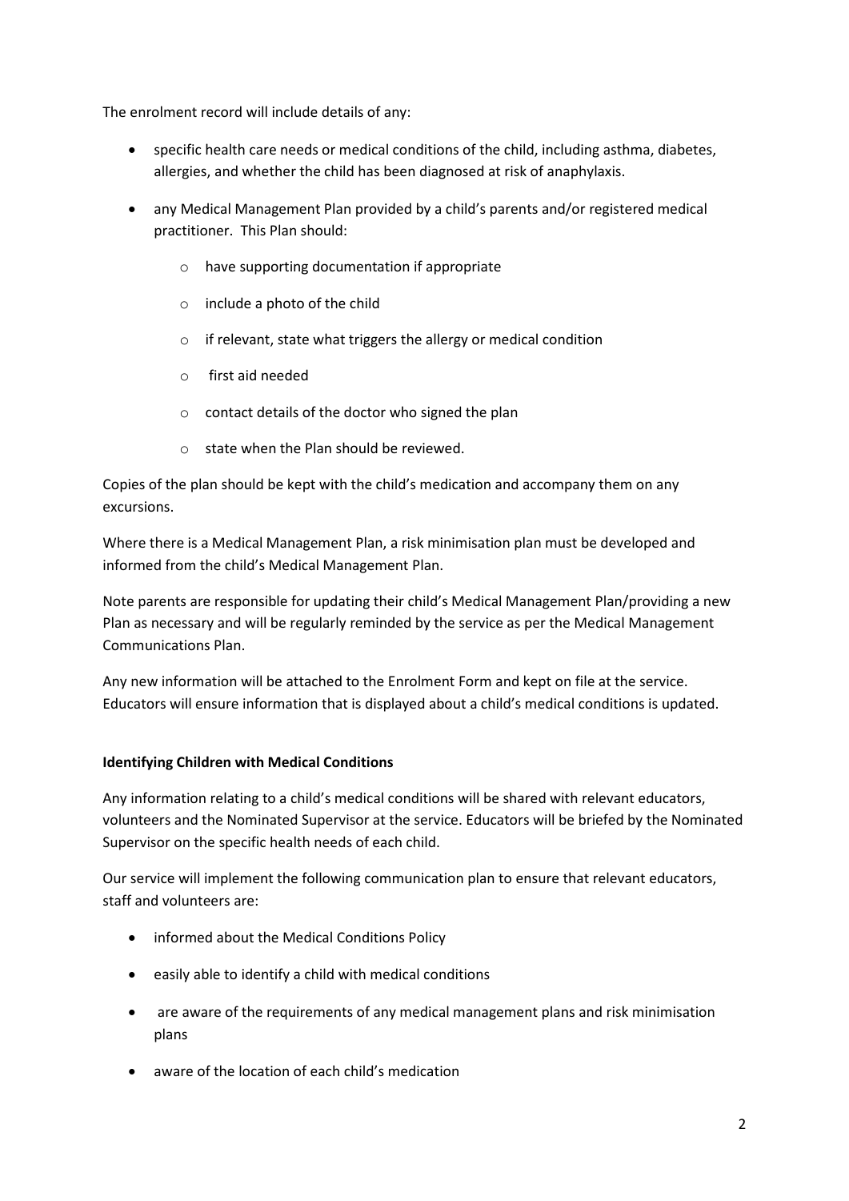The enrolment record will include details of any:

- specific health care needs or medical conditions of the child, including asthma, diabetes, allergies, and whether the child has been diagnosed at risk of anaphylaxis.
- any Medical Management Plan provided by a child's parents and/or registered medical practitioner. This Plan should:
  - have supporting documentation if appropriate
  - include a photo of the child
  - if relevant, state what triggers the allergy or medical condition
  - first aid needed
  - contact details of the doctor who signed the plan
  - state when the Plan should be reviewed.

Copies of the plan should be kept with the child's medication and accompany them on any excursions.

Where there is a Medical Management Plan, a risk minimisation plan must be developed and informed from the child's Medical Management Plan.

Note parents are responsible for updating their child's Medical Management Plan/providing a new Plan as necessary and will be regularly reminded by the service as per the Medical Management Communications Plan.

Any new information will be attached to the Enrolment Form and kept on file at the service. Educators will ensure information that is displayed about a child's medical conditions is updated.

**Identifying Children with Medical Conditions**

Any information relating to a child's medical conditions will be shared with relevant educators, volunteers and the Nominated Supervisor at the service. Educators will be briefed by the Nominated Supervisor on the specific health needs of each child.

Our service will implement the following communication plan to ensure that relevant educators, staff and volunteers are:

- informed about the Medical Conditions Policy
- easily able to identify a child with medical conditions
- are aware of the requirements of any medical management plans and risk minimisation plans
- aware of the location of each child's medication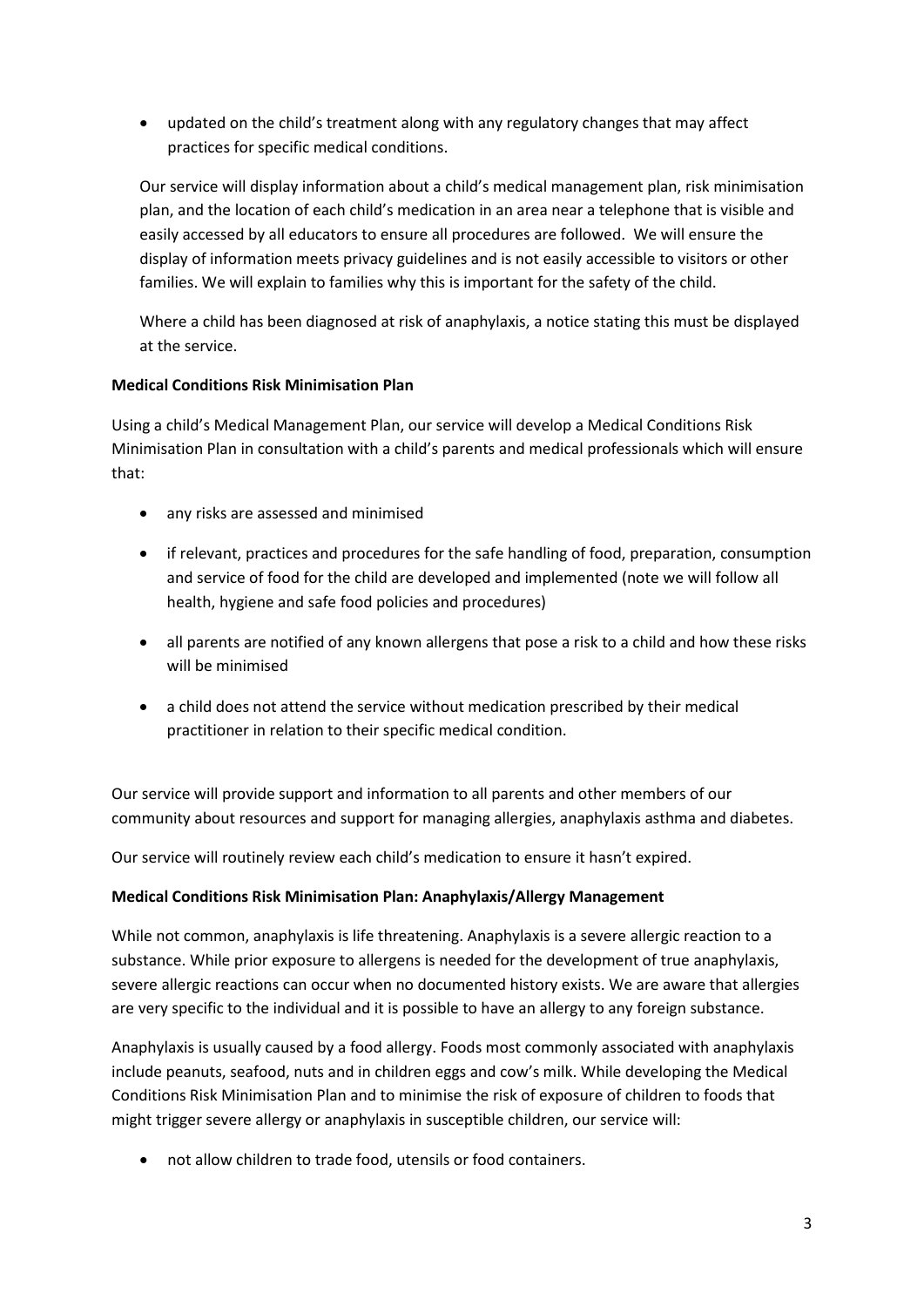- updated on the child's treatment along with any regulatory changes that may affect practices for specific medical conditions.

Our service will display information about a child's medical management plan, risk minimisation plan, and the location of each child's medication in an area near a telephone that is visible and easily accessed by all educators to ensure all procedures are followed. We will ensure the display of information meets privacy guidelines and is not easily accessible to visitors or other families. We will explain to families why this is important for the safety of the child.

Where a child has been diagnosed at risk of anaphylaxis, a notice stating this must be displayed at the service.

**Medical Conditions Risk Minimisation Plan**

Using a child's Medical Management Plan, our service will develop a Medical Conditions Risk Minimisation Plan in consultation with a child's parents and medical professionals which will ensure that:

- any risks are assessed and minimised
- if relevant, practices and procedures for the safe handling of food, preparation, consumption and service of food for the child are developed and implemented (note we will follow all health, hygiene and safe food policies and procedures)
- all parents are notified of any known allergens that pose a risk to a child and how these risks will be minimised
- a child does not attend the service without medication prescribed by their medical practitioner in relation to their specific medical condition.

Our service will provide support and information to all parents and other members of our community about resources and support for managing allergies, anaphylaxis asthma and diabetes.

Our service will routinely review each child's medication to ensure it hasn't expired.

**Medical Conditions Risk Minimisation Plan: Anaphylaxis/Allergy Management**

While not common, anaphylaxis is life threatening. Anaphylaxis is a severe allergic reaction to a substance. While prior exposure to allergens is needed for the development of true anaphylaxis, severe allergic reactions can occur when no documented history exists. We are aware that allergies are very specific to the individual and it is possible to have an allergy to any foreign substance.

Anaphylaxis is usually caused by a food allergy. Foods most commonly associated with anaphylaxis include peanuts, seafood, nuts and in children eggs and cow's milk. While developing the Medical Conditions Risk Minimisation Plan and to minimise the risk of exposure of children to foods that might trigger severe allergy or anaphylaxis in susceptible children, our service will:

- not allow children to trade food, utensils or food containers.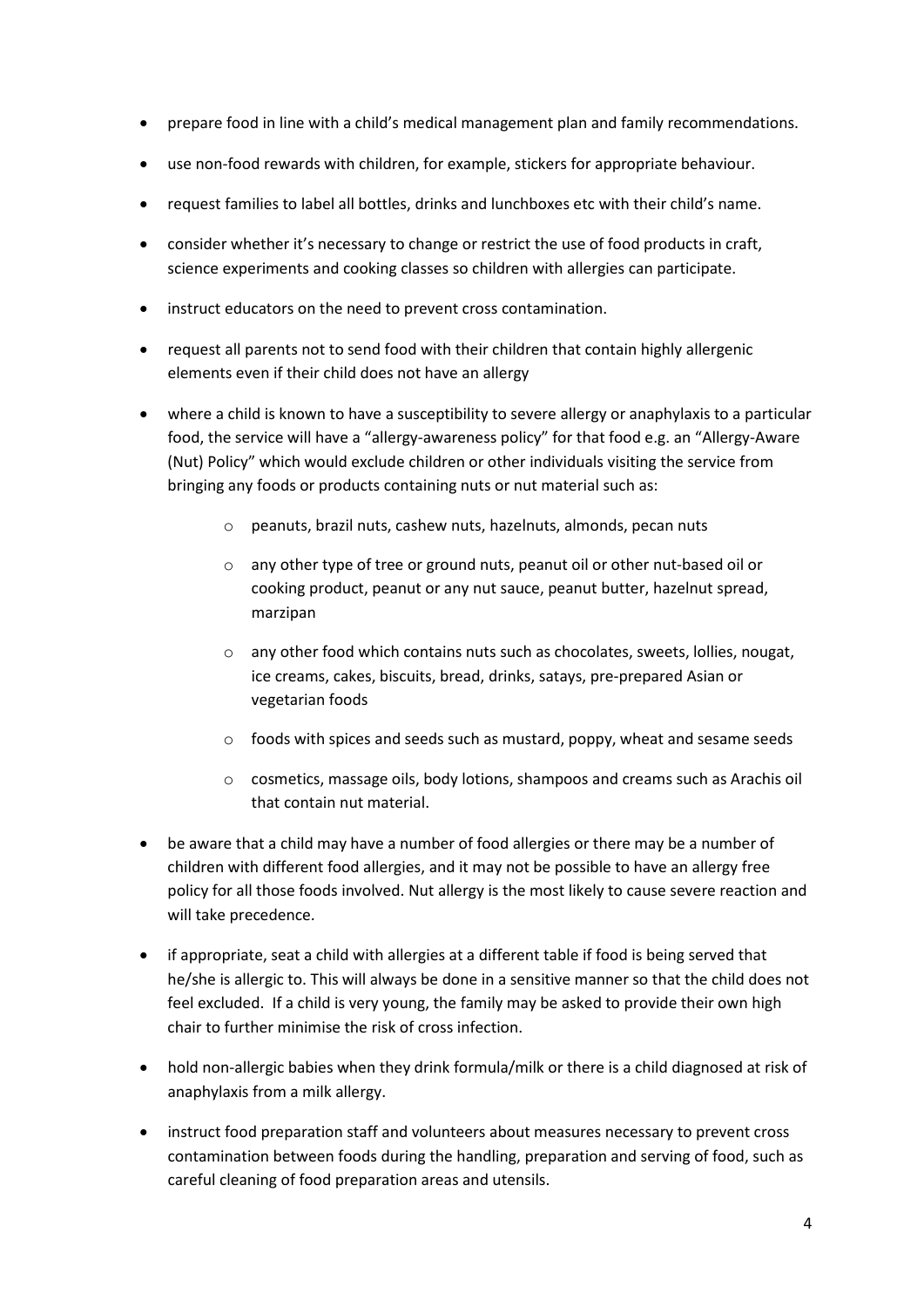- prepare food in line with a child's medical management plan and family recommendations.
- use non-food rewards with children, for example, stickers for appropriate behaviour.
- request families to label all bottles, drinks and lunchboxes etc with their child's name.
- consider whether it's necessary to change or restrict the use of food products in craft, science experiments and cooking classes so children with allergies can participate.
- instruct educators on the need to prevent cross contamination.
- request all parents not to send food with their children that contain highly allergenic elements even if their child does not have an allergy
- where a child is known to have a susceptibility to severe allergy or anaphylaxis to a particular food, the service will have a "allergy-awareness policy" for that food e.g. an "Allergy-Aware (Nut) Policy" which would exclude children or other individuals visiting the service from bringing any foods or products containing nuts or nut material such as:
    - peanuts, brazil nuts, cashew nuts, hazelnuts, almonds, pecan nuts
    - any other type of tree or ground nuts, peanut oil or other nut-based oil or cooking product, peanut or any nut sauce, peanut butter, hazelnut spread, marzipan
    - any other food which contains nuts such as chocolates, sweets, lollies, nougat, ice creams, cakes, biscuits, bread, drinks, satays, pre-prepared Asian or vegetarian foods
    - foods with spices and seeds such as mustard, poppy, wheat and sesame seeds
    - cosmetics, massage oils, body lotions, shampoos and creams such as Arachis oil that contain nut material.
- be aware that a child may have a number of food allergies or there may be a number of children with different food allergies, and it may not be possible to have an allergy free policy for all those foods involved. Nut allergy is the most likely to cause severe reaction and will take precedence.
- if appropriate, seat a child with allergies at a different table if food is being served that he/she is allergic to. This will always be done in a sensitive manner so that the child does not feel excluded. If a child is very young, the family may be asked to provide their own high chair to further minimise the risk of cross infection.
- hold non-allergic babies when they drink formula/milk or there is a child diagnosed at risk of anaphylaxis from a milk allergy.
- instruct food preparation staff and volunteers about measures necessary to prevent cross contamination between foods during the handling, preparation and serving of food, such as careful cleaning of food preparation areas and utensils.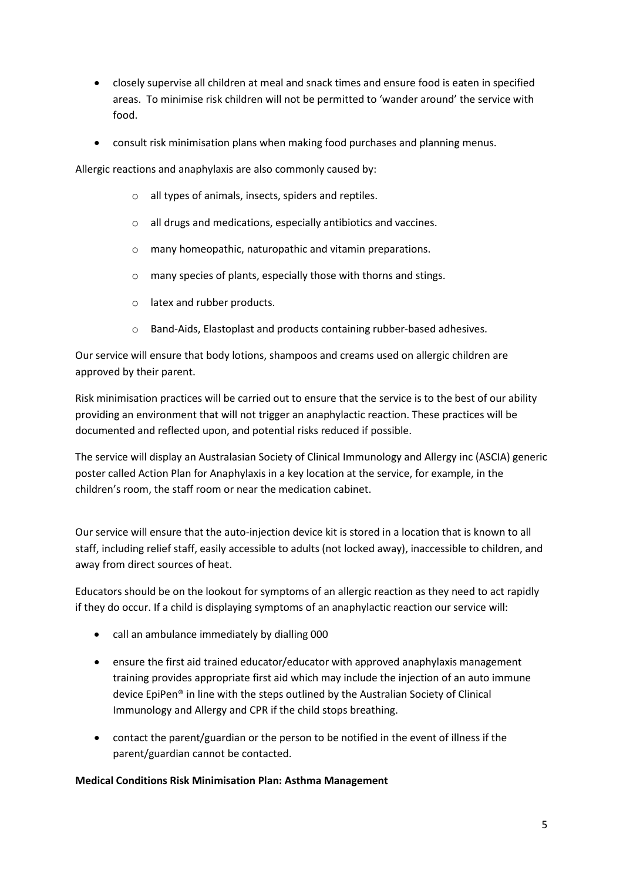- closely supervise all children at meal and snack times and ensure food is eaten in specified areas. To minimise risk children will not be permitted to 'wander around' the service with food.
- consult risk minimisation plans when making food purchases and planning menus.

Allergic reactions and anaphylaxis are also commonly caused by:

- all types of animals, insects, spiders and reptiles.
- all drugs and medications, especially antibiotics and vaccines.
- many homeopathic, naturopathic and vitamin preparations.
- many species of plants, especially those with thorns and stings.
- latex and rubber products.
- Band-Aids, Elastoplast and products containing rubber-based adhesives.

Our service will ensure that body lotions, shampoos and creams used on allergic children are approved by their parent.

Risk minimisation practices will be carried out to ensure that the service is to the best of our ability providing an environment that will not trigger an anaphylactic reaction. These practices will be documented and reflected upon, and potential risks reduced if possible.

The service will display an Australasian Society of Clinical Immunology and Allergy inc (ASCIA) generic poster called Action Plan for Anaphylaxis in a key location at the service, for example, in the children's room, the staff room or near the medication cabinet.

Our service will ensure that the auto-injection device kit is stored in a location that is known to all staff, including relief staff, easily accessible to adults (not locked away), inaccessible to children, and away from direct sources of heat.

Educators should be on the lookout for symptoms of an allergic reaction as they need to act rapidly if they do occur. If a child is displaying symptoms of an anaphylactic reaction our service will:

- call an ambulance immediately by dialling 000
- ensure the first aid trained educator/educator with approved anaphylaxis management training provides appropriate first aid which may include the injection of an auto immune device EpiPen® in line with the steps outlined by the Australian Society of Clinical Immunology and Allergy and CPR if the child stops breathing.
- contact the parent/guardian or the person to be notified in the event of illness if the parent/guardian cannot be contacted.

**Medical Conditions Risk Minimisation Plan: Asthma Management**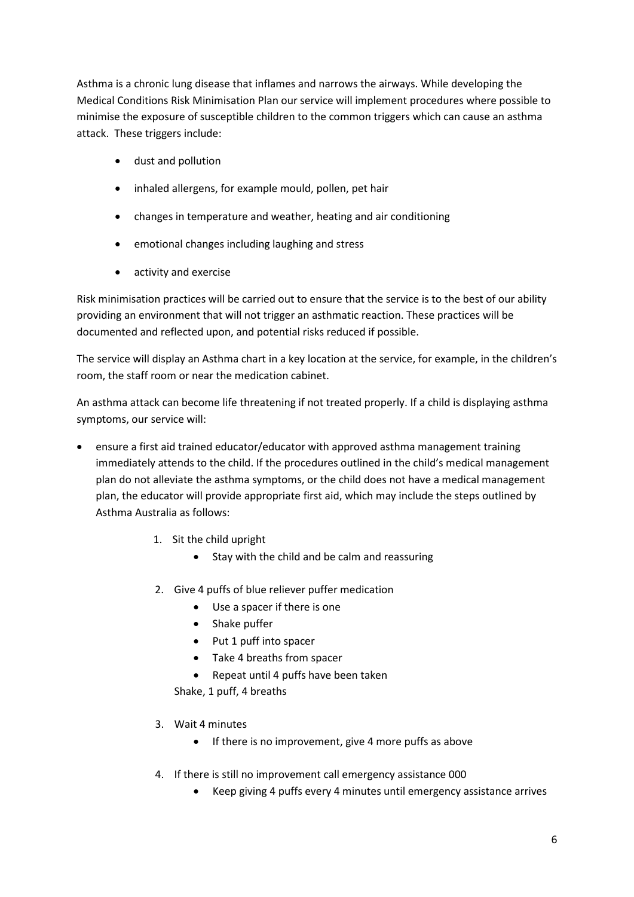Asthma is a chronic lung disease that inflames and narrows the airways. While developing the Medical Conditions Risk Minimisation Plan our service will implement procedures where possible to minimise the exposure of susceptible children to the common triggers which can cause an asthma attack. These triggers include:

- dust and pollution
- inhaled allergens, for example mould, pollen, pet hair
- changes in temperature and weather, heating and air conditioning
- emotional changes including laughing and stress
- activity and exercise

Risk minimisation practices will be carried out to ensure that the service is to the best of our ability providing an environment that will not trigger an asthmatic reaction. These practices will be documented and reflected upon, and potential risks reduced if possible.

The service will display an Asthma chart in a key location at the service, for example, in the children's room, the staff room or near the medication cabinet.

An asthma attack can become life threatening if not treated properly. If a child is displaying asthma symptoms, our service will:

- ensure a first aid trained educator/educator with approved asthma management training immediately attends to the child. If the procedures outlined in the child's medical management plan do not alleviate the asthma symptoms, or the child does not have a medical management plan, the educator will provide appropriate first aid, which may include the steps outlined by Asthma Australia as follows:

    1. Sit the child upright
        - Stay with the child and be calm and reassuring
    2. Give 4 puffs of blue reliever puffer medication
        - Use a spacer if there is one
        - Shake puffer
        - Put 1 puff into spacer
        - Take 4 breaths from spacer
        - Repeat until 4 puffs have been taken

       Shake, 1 puff, 4 breaths
    3. Wait 4 minutes
        - If there is no improvement, give 4 more puffs as above
    4. If there is still no improvement call emergency assistance 000
        - Keep giving 4 puffs every 4 minutes until emergency assistance arrives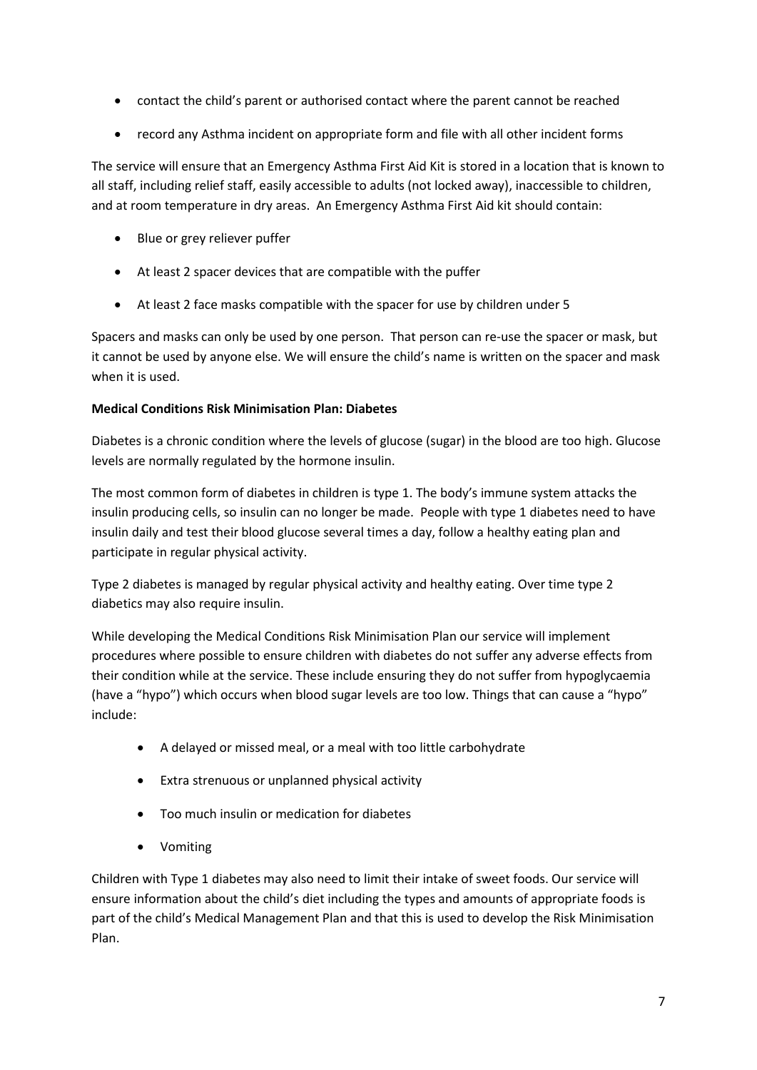- contact the child's parent or authorised contact where the parent cannot be reached
- record any Asthma incident on appropriate form and file with all other incident forms

The service will ensure that an Emergency Asthma First Aid Kit is stored in a location that is known to all staff, including relief staff, easily accessible to adults (not locked away), inaccessible to children, and at room temperature in dry areas. An Emergency Asthma First Aid kit should contain:

- Blue or grey reliever puffer
- At least 2 spacer devices that are compatible with the puffer
- At least 2 face masks compatible with the spacer for use by children under 5

Spacers and masks can only be used by one person. That person can re-use the spacer or mask, but it cannot be used by anyone else. We will ensure the child's name is written on the spacer and mask when it is used.

**Medical Conditions Risk Minimisation Plan: Diabetes**

Diabetes is a chronic condition where the levels of glucose (sugar) in the blood are too high. Glucose levels are normally regulated by the hormone insulin.

The most common form of diabetes in children is type 1. The body's immune system attacks the insulin producing cells, so insulin can no longer be made. People with type 1 diabetes need to have insulin daily and test their blood glucose several times a day, follow a healthy eating plan and participate in regular physical activity.

Type 2 diabetes is managed by regular physical activity and healthy eating. Over time type 2 diabetics may also require insulin.

While developing the Medical Conditions Risk Minimisation Plan our service will implement procedures where possible to ensure children with diabetes do not suffer any adverse effects from their condition while at the service. These include ensuring they do not suffer from hypoglycaemia (have a "hypo") which occurs when blood sugar levels are too low. Things that can cause a "hypo" include:

- A delayed or missed meal, or a meal with too little carbohydrate
- Extra strenuous or unplanned physical activity
- Too much insulin or medication for diabetes
- Vomiting

Children with Type 1 diabetes may also need to limit their intake of sweet foods. Our service will ensure information about the child's diet including the types and amounts of appropriate foods is part of the child's Medical Management Plan and that this is used to develop the Risk Minimisation Plan.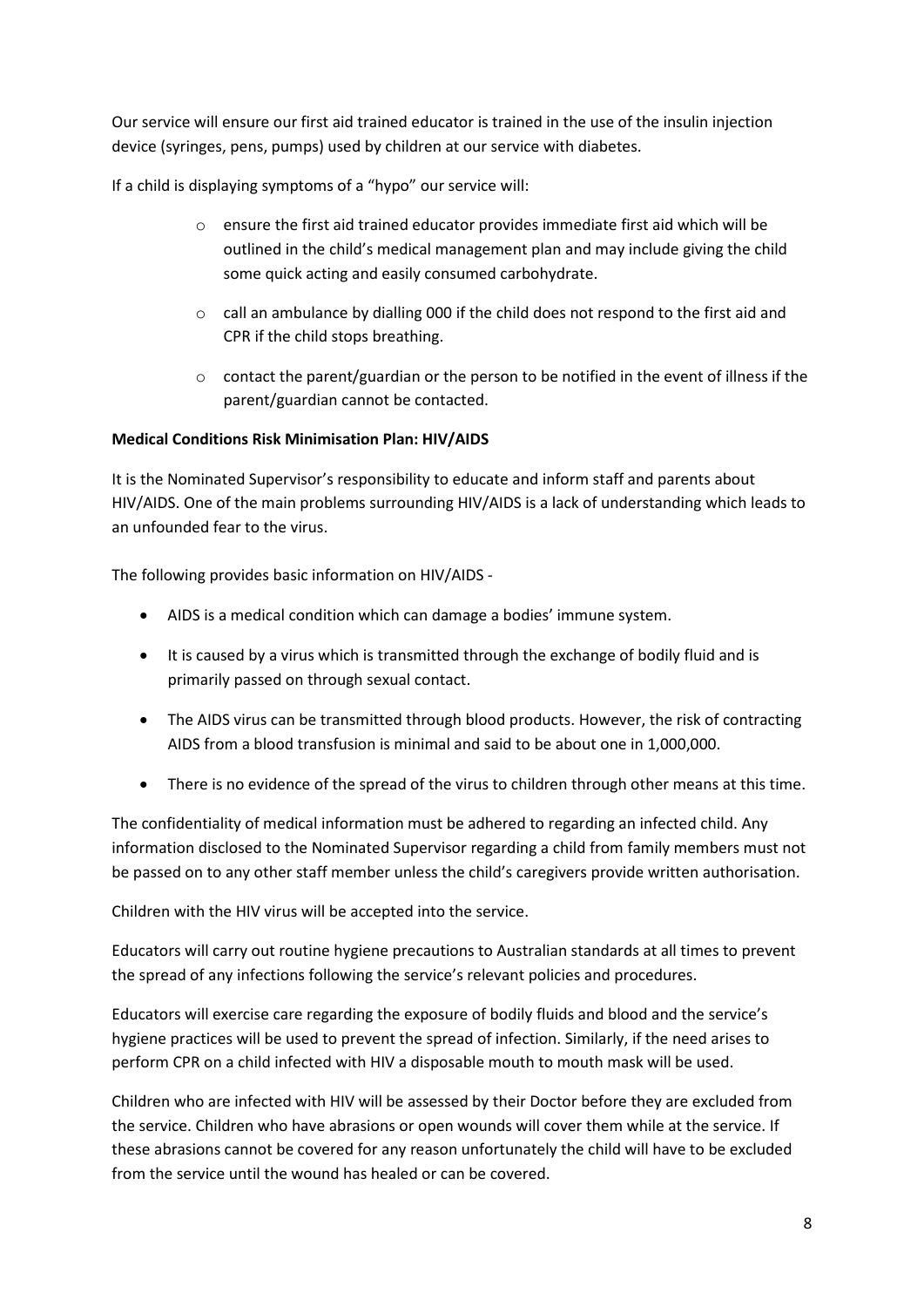Our service will ensure our first aid trained educator is trained in the use of the insulin injection device (syringes, pens, pumps) used by children at our service with diabetes.

If a child is displaying symptoms of a "hypo" our service will:

- ensure the first aid trained educator provides immediate first aid which will be outlined in the child's medical management plan and may include giving the child some quick acting and easily consumed carbohydrate.
- call an ambulance by dialling 000 if the child does not respond to the first aid and CPR if the child stops breathing.
- contact the parent/guardian or the person to be notified in the event of illness if the parent/guardian cannot be contacted.

**Medical Conditions Risk Minimisation Plan: HIV/AIDS**

It is the Nominated Supervisor's responsibility to educate and inform staff and parents about HIV/AIDS. One of the main problems surrounding HIV/AIDS is a lack of understanding which leads to an unfounded fear to the virus.

The following provides basic information on HIV/AIDS -

- AIDS is a medical condition which can damage a bodies' immune system.
- It is caused by a virus which is transmitted through the exchange of bodily fluid and is primarily passed on through sexual contact.
- The AIDS virus can be transmitted through blood products. However, the risk of contracting AIDS from a blood transfusion is minimal and said to be about one in 1,000,000.
- There is no evidence of the spread of the virus to children through other means at this time.

The confidentiality of medical information must be adhered to regarding an infected child. Any information disclosed to the Nominated Supervisor regarding a child from family members must not be passed on to any other staff member unless the child's caregivers provide written authorisation.

Children with the HIV virus will be accepted into the service.

Educators will carry out routine hygiene precautions to Australian standards at all times to prevent the spread of any infections following the service's relevant policies and procedures.

Educators will exercise care regarding the exposure of bodily fluids and blood and the service's hygiene practices will be used to prevent the spread of infection. Similarly, if the need arises to perform CPR on a child infected with HIV a disposable mouth to mouth mask will be used.

Children who are infected with HIV will be assessed by their Doctor before they are excluded from the service. Children who have abrasions or open wounds will cover them while at the service. If these abrasions cannot be covered for any reason unfortunately the child will have to be excluded from the service until the wound has healed or can be covered.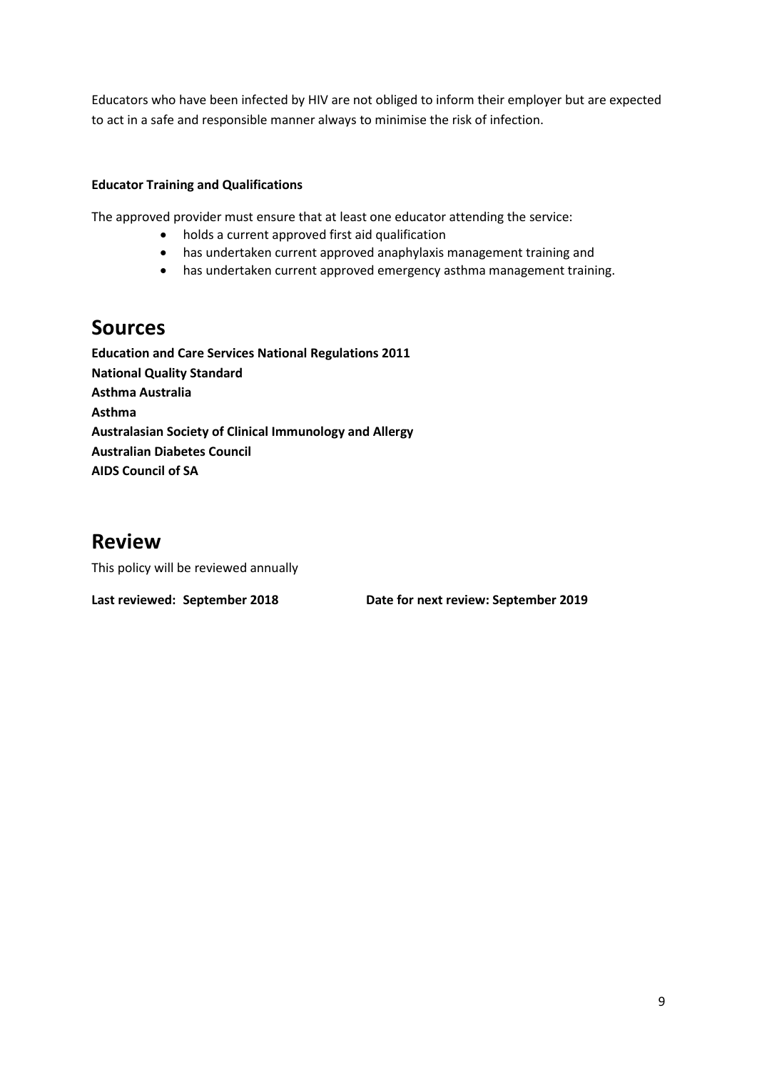Educators who have been infected by HIV are not obliged to inform their employer but are expected to act in a safe and responsible manner always to minimise the risk of infection.

**Educator Training and Qualifications**

The approved provider must ensure that at least one educator attending the service:

- holds a current approved first aid qualification
- has undertaken current approved anaphylaxis management training and
- has undertaken current approved emergency asthma management training.

# Sources

**Education and Care Services National Regulations 2011**
**National Quality Standard**
**Asthma Australia**
**Asthma**
**Australasian Society of Clinical Immunology and Allergy**
**Australian Diabetes Council**
**AIDS Council of SA**

# Review

This policy will be reviewed annually

**Last reviewed: September 2018** **Date for next review: September 2019**